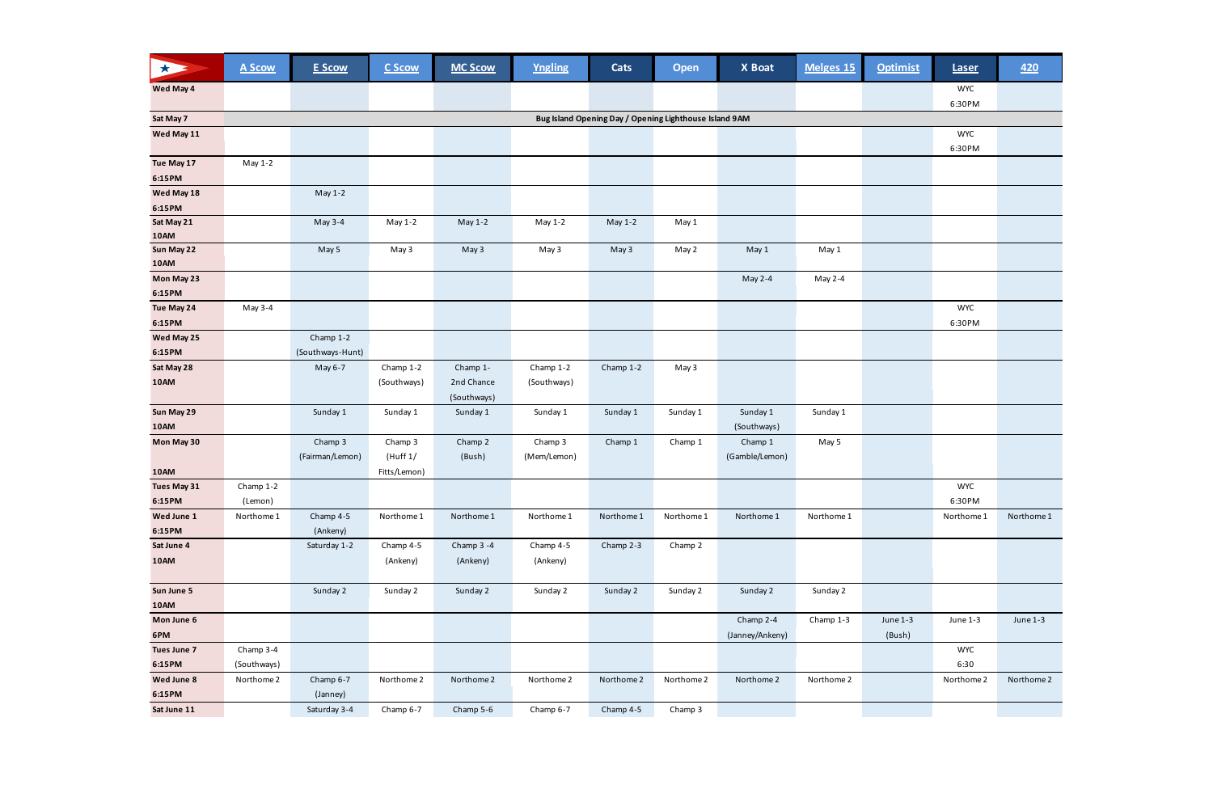| | A Scow | E Scow | C Scow | MC Scow | Yngling | Cats | Open | X Boat | Melges 15 | Optimist | Laser | 420 |
|---|---|---|---|---|---|---|---|---|---|---|---|---|
| Wed May 4 | | | | | | | | | | | WYC 6:30PM | |
| Sat May 7 | Bug Island Opening Day / Opening Lighthouse Island 9AM | | | | | | | | | | | |
| Wed May 11 | | | | | | | | | | | WYC 6:30PM | |
| Tue May 17 6:15PM | May 1-2 | | | | | | | | | | | |
| Wed May 18 6:15PM | | May 1-2 | | | | | | | | | | |
| Sat May 21 10AM | | May 3-4 | May 1-2 | May 1-2 | May 1-2 | May 1-2 | May 1 | | | | | |
| Sun May 22 10AM | | May 5 | May 3 | May 3 | May 3 | May 3 | May 2 | May 1 | May 1 | | | |
| Mon May 23 6:15PM | | | | | | | | May 2-4 | May 2-4 | | | |
| Tue May 24 6:15PM | May 3-4 | | | | | | | | | | WYC 6:30PM | |
| Wed May 25 6:15PM | | Champ 1-2 (Southways-Hunt) | | | | | | | | | | |
| Sat May 28 10AM | | May 6-7 | Champ 1-2 (Southways) | Champ 1- 2nd Chance (Southways) | Champ 1-2 (Southways) | Champ 1-2 | May 3 | | | | | |
| Sun May 29 10AM | | Sunday 1 | Sunday 1 | Sunday 1 | Sunday 1 | Sunday 1 | Sunday 1 | Sunday 1 (Southways) | Sunday 1 | | | |
| Mon May 30 10AM | | Champ 3 (Fairman/Lemon) | Champ 3 (Huff 1/ Fitts/Lemon) | Champ 2 (Bush) | Champ 3 (Mem/Lemon) | Champ 1 | Champ 1 | Champ 1 (Gamble/Lemon) | May 5 | | | |
| Tues May 31 6:15PM | Champ 1-2 (Lemon) | | | | | | | | | | WYC 6:30PM | |
| Wed June 1 6:15PM | Northome 1 | Champ 4-5 (Ankeny) | Northome 1 | Northome 1 | Northome 1 | Northome 1 | Northome 1 | Northome 1 | Northome 1 | | Northome 1 | Northome 1 |
| Sat June 4 10AM | | Saturday 1-2 | Champ 4-5 (Ankeny) | Champ 3 -4 (Ankeny) | Champ 4-5 (Ankeny) | Champ 2-3 | Champ 2 | | | | | |
| Sun June 5 10AM | | Sunday 2 | Sunday 2 | Sunday 2 | Sunday 2 | Sunday 2 | Sunday 2 | Sunday 2 | Sunday 2 | | | |
| Mon June 6 6PM | | | | | | | | Champ 2-4 (Janney/Ankeny) | Champ 1-3 | June 1-3 (Bush) | June 1-3 | June 1-3 |
| Tues June 7 6:15PM | Champ 3-4 (Southways) | | | | | | | | | | WYC 6:30 | |
| Wed June 8 6:15PM | Northome 2 | Champ 6-7 (Janney) | Northome 2 | Northome 2 | Northome 2 | Northome 2 | Northome 2 | Northome 2 | Northome 2 | | Northome 2 | Northome 2 |
| Sat June 11 | | Saturday 3-4 | Champ 6-7 | Champ 5-6 | Champ 6-7 | Champ 4-5 | Champ 3 | | | | | |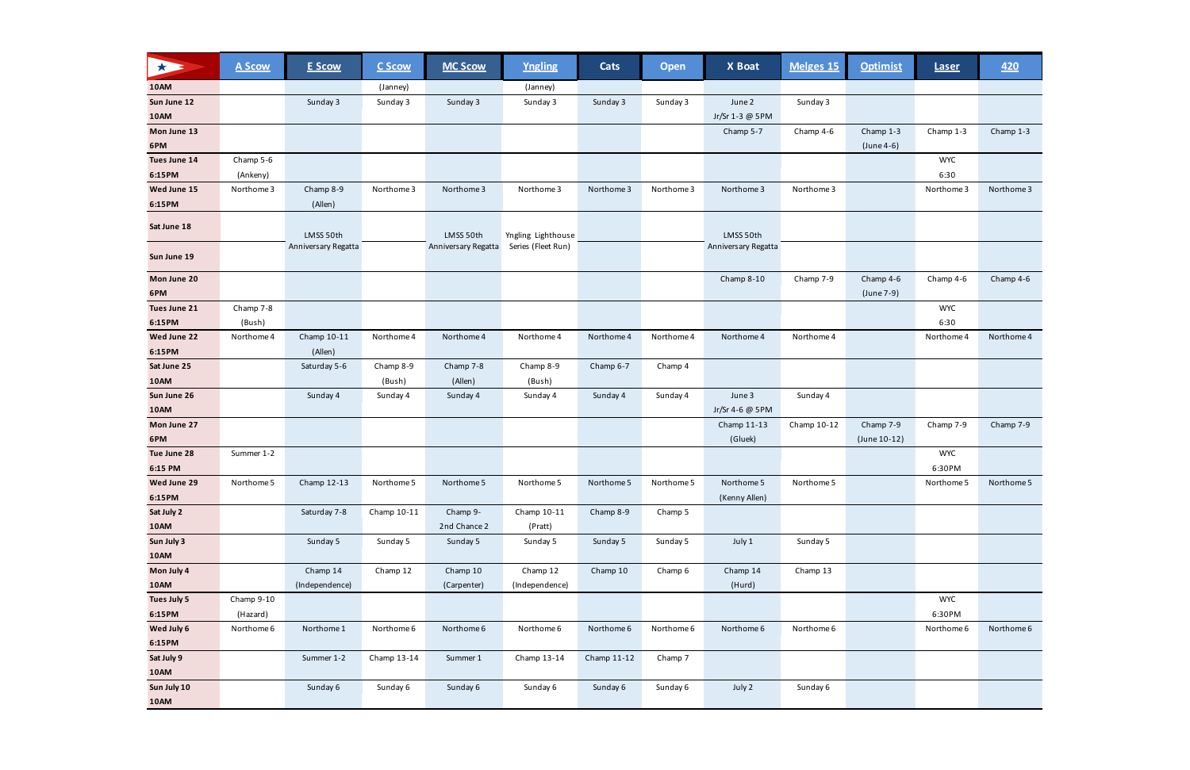| | A Scow | E Scow | C Scow | MC Scow | Yngling | Cats | Open | X Boat | Melges 15 | Optimist | Laser | 420 |
|---|---|---|---|---|---|---|---|---|---|---|---|---|
| 10AM | | | (Janney) | | (Janney) | | | | | | | |
| Sun June 12 10AM | | Sunday 3 | Sunday 3 | Sunday 3 | Sunday 3 | Sunday 3 | Sunday 3 | June 2 Jr/Sr 1-3 @ 5PM | Sunday 3 | | | |
| Mon June 13 6PM | | | | | | | | Champ 5-7 | Champ 4-6 | Champ 1-3 (June 4-6) | Champ 1-3 | Champ 1-3 |
| Tues June 14 6:15PM | Champ 5-6 (Ankeny) | | | | | | | | | | WYC 6:30 | |
| Wed June 15 6:15PM | Northome 3 | Champ 8-9 (Allen) | Northome 3 | Northome 3 | Northome 3 | Northome 3 | Northome 3 | Northome 3 | Northome 3 | | Northome 3 | Northome 3 |
| Sat June 18 | | LMSS 50th Anniversary Regatta | | LMSS 50th Anniversary Regatta | Yngling Lighthouse Series (Fleet Run) | | | LMSS 50th Anniversary Regatta | | | | |
| Sun June 19 | | | | | | | | | | | | |
| Mon June 20 6PM | | | | | | | | Champ 8-10 | Champ 7-9 | Champ 4-6 (June 7-9) | Champ 4-6 | Champ 4-6 |
| Tues June 21 6:15PM | Champ 7-8 (Bush) | | | | | | | | | | WYC 6:30 | |
| Wed June 22 6:15PM | Northome 4 | Champ 10-11 (Allen) | Northome 4 | Northome 4 | Northome 4 | Northome 4 | Northome 4 | Northome 4 | Northome 4 | | Northome 4 | Northome 4 |
| Sat June 25 10AM | | Saturday 5-6 | Champ 8-9 (Bush) | Champ 7-8 (Allen) | Champ 8-9 (Bush) | Champ 6-7 | Champ 4 | | | | | |
| Sun June 26 10AM | | Sunday 4 | Sunday 4 | Sunday 4 | Sunday 4 | Sunday 4 | Sunday 4 | June 3 Jr/Sr 4-6 @ 5PM | Sunday 4 | | | |
| Mon June 27 6PM | | | | | | | | Champ 11-13 (Gluek) | Champ 10-12 | Champ 7-9 (June 10-12) | Champ 7-9 | Champ 7-9 |
| Tue June 28 6:15 PM | Summer 1-2 | | | | | | | | | | WYC 6:30PM | |
| Wed June 29 6:15PM | Northome 5 | Champ 12-13 | Northome 5 | Northome 5 | Northome 5 | Northome 5 | Northome 5 | Northome 5 (Kenny Allen) | Northome 5 | | Northome 5 | Northome 5 |
| Sat July 2 10AM | | Saturday 7-8 | Champ 10-11 | Champ 9- 2nd Chance 2 | Champ 10-11 (Pratt) | Champ 8-9 | Champ 5 | | | | | |
| Sun July 3 10AM | | Sunday 5 | Sunday 5 | Sunday 5 | Sunday 5 | Sunday 5 | Sunday 5 | July 1 | Sunday 5 | | | |
| Mon July 4 10AM | | Champ 14 (Independence) | Champ 12 | Champ 10 (Carpenter) | Champ 12 (Independence) | Champ 10 | Champ 6 | Champ 14 (Hurd) | Champ 13 | | | |
| Tues July 5 6:15PM | Champ 9-10 (Hazard) | | | | | | | | | | WYC 6:30PM | |
| Wed July 6 6:15PM | Northome 6 | Northome 1 | Northome 6 | Northome 6 | Northome 6 | Northome 6 | Northome 6 | Northome 6 | Northome 6 | | Northome 6 | Northome 6 |
| Sat July 9 10AM | | Summer 1-2 | Champ 13-14 | Summer 1 | Champ 13-14 | Champ 11-12 | Champ 7 | | | | | |
| Sun July 10 10AM | | Sunday 6 | Sunday 6 | Sunday 6 | Sunday 6 | Sunday 6 | Sunday 6 | July 2 | Sunday 6 | | | |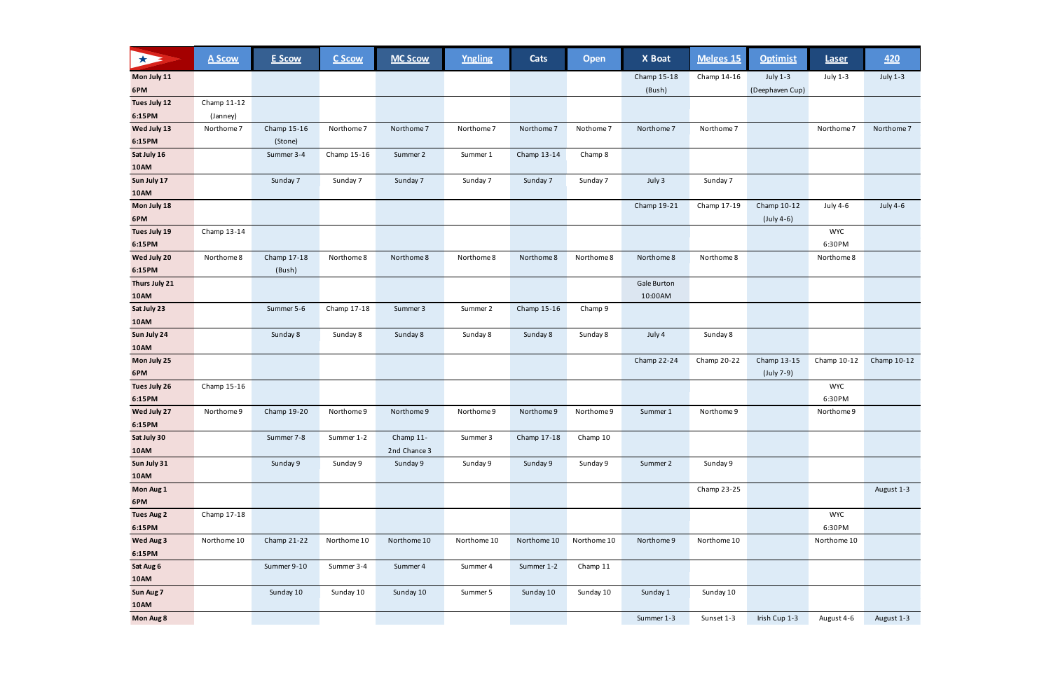| | A Scow | E Scow | C Scow | MC Scow | Yngling | Cats | Open | X Boat | Melges 15 | Optimist | Laser | 420 |
|---|---|---|---|---|---|---|---|---|---|---|---|---|
| Mon July 11 6PM | | | | | | | | Champ 15-18 (Bush) | Champ 14-16 | July 1-3 (Deephaven Cup) | July 1-3 | July 1-3 |
| Tues July 12 6:15PM | Champ 11-12 (Janney) | | | | | | | | | | | |
| Wed July 13 6:15PM | Northome 7 | Champ 15-16 (Stone) | Northome 7 | Northome 7 | Northome 7 | Northome 7 | Northome 7 | Northome 7 | Northome 7 | | Northome 7 | Northome 7 |
| Sat July 16 10AM | | Summer 3-4 | Champ 15-16 | Summer 2 | Summer 1 | Champ 13-14 | Champ 8 | | | | | |
| Sun July 17 10AM | | Sunday 7 | Sunday 7 | Sunday 7 | Sunday 7 | Sunday 7 | Sunday 7 | July 3 | Sunday 7 | | | |
| Mon July 18 6PM | | | | | | | | Champ 19-21 | Champ 17-19 | Champ 10-12 (July 4-6) | July 4-6 | July 4-6 |
| Tues July 19 6:15PM | Champ 13-14 | | | | | | | | | | WYC 6:30PM | |
| Wed July 20 6:15PM | Northome 8 | Champ 17-18 (Bush) | Northome 8 | Northome 8 | Northome 8 | Northome 8 | Northome 8 | Northome 8 | Northome 8 | | Northome 8 | |
| Thurs July 21 10AM | | | | | | | | Gale Burton 10:00AM | | | | |
| Sat July 23 10AM | | Summer 5-6 | Champ 17-18 | Summer 3 | Summer 2 | Champ 15-16 | Champ 9 | | | | | |
| Sun July 24 10AM | | Sunday 8 | Sunday 8 | Sunday 8 | Sunday 8 | Sunday 8 | Sunday 8 | July 4 | Sunday 8 | | | |
| Mon July 25 6PM | | | | | | | | Champ 22-24 | Champ 20-22 | Champ 13-15 (July 7-9) | Champ 10-12 | Champ 10-12 |
| Tues July 26 6:15PM | Champ 15-16 | | | | | | | | | | WYC 6:30PM | |
| Wed July 27 6:15PM | Northome 9 | Champ 19-20 | Northome 9 | Northome 9 | Northome 9 | Northome 9 | Northome 9 | Summer 1 | Northome 9 | | Northome 9 | |
| Sat July 30 10AM | | Summer 7-8 | Summer 1-2 | Champ 11- 2nd Chance 3 | Summer 3 | Champ 17-18 | Champ 10 | | | | | |
| Sun July 31 10AM | | Sunday 9 | Sunday 9 | Sunday 9 | Sunday 9 | Sunday 9 | Sunday 9 | Summer 2 | Sunday 9 | | | |
| Mon Aug 1 6PM | | | | | | | | | Champ 23-25 | | | August 1-3 |
| Tues Aug 2 6:15PM | Champ 17-18 | | | | | | | | | | WYC 6:30PM | |
| Wed Aug 3 6:15PM | Northome 10 | Champ 21-22 | Northome 10 | Northome 10 | Northome 10 | Northome 10 | Northome 10 | Northome 9 | Northome 10 | | Northome 10 | |
| Sat Aug 6 10AM | | Summer 9-10 | Summer 3-4 | Summer 4 | Summer 4 | Summer 1-2 | Champ 11 | | | | | |
| Sun Aug 7 10AM | | Sunday 10 | Sunday 10 | Sunday 10 | Summer 5 | Sunday 10 | Sunday 10 | Sunday 1 | Sunday 10 | | | |
| Mon Aug 8 | | | | | | | | Summer 1-3 | Sunset 1-3 | Irish Cup 1-3 | August 4-6 | August 1-3 |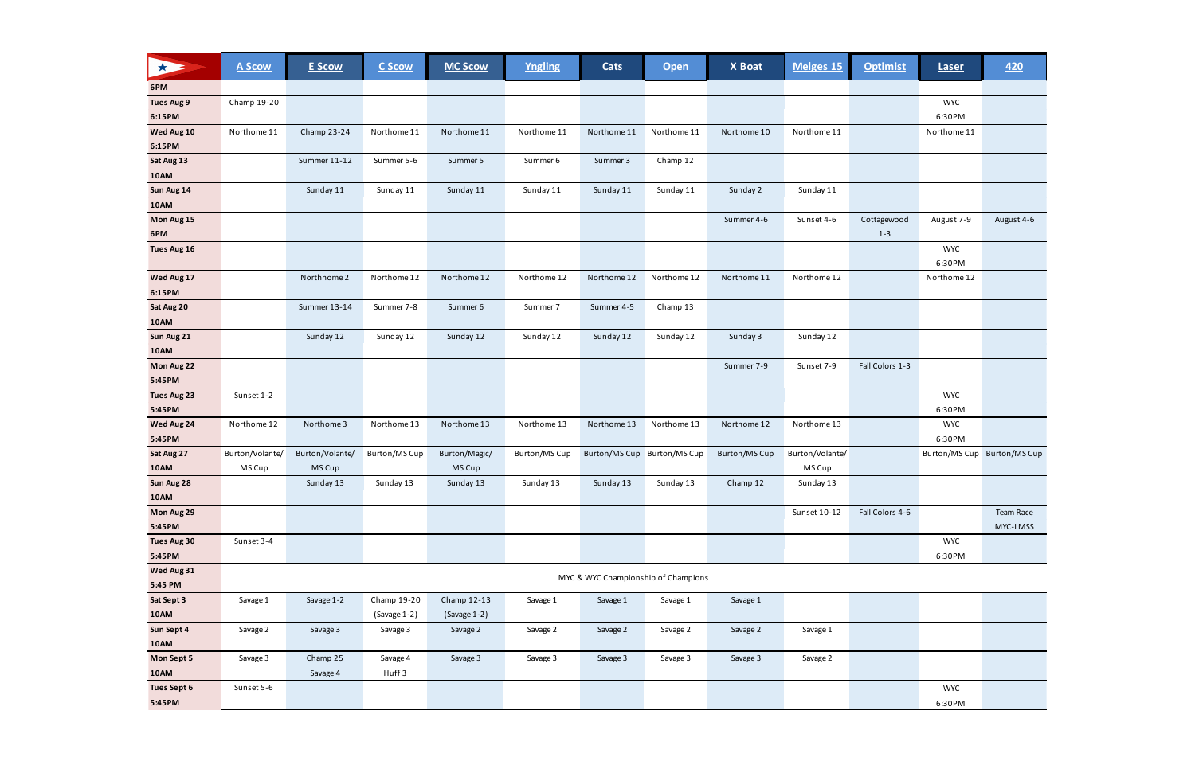| | A Scow | E Scow | C Scow | MC Scow | Yngling | Cats | Open | X Boat | Melges 15 | Optimist | Laser | 420 |
|---|---|---|---|---|---|---|---|---|---|---|---|---|
| 6PM | | | | | | | | | | | | |
| Tues Aug 9 6:15PM | Champ 19-20 | | | | | | | | | | WYC 6:30PM | |
| Wed Aug 10 6:15PM | Northome 11 | Champ 23-24 | Northome 11 | Northome 11 | Northome 11 | Northome 11 | Northome 11 | Northome 10 | Northome 11 | | Northome 11 | |
| Sat Aug 13 10AM | | Summer 11-12 | Summer 5-6 | Summer 5 | Summer 6 | Summer 3 | Champ 12 | | | | | |
| Sun Aug 14 10AM | | Sunday 11 | Sunday 11 | Sunday 11 | Sunday 11 | Sunday 11 | Sunday 11 | Sunday 2 | Sunday 11 | | | |
| Mon Aug 15 6PM | | | | | | | | Summer 4-6 | Sunset 4-6 | Cottagewood 1-3 | August 7-9 | August 4-6 |
| Tues Aug 16 | | | | | | | | | | | WYC 6:30PM | |
| Wed Aug 17 6:15PM | | Northhome 2 | Northome 12 | Northome 12 | Northome 12 | Northome 12 | Northome 12 | Northome 11 | Northome 12 | | Northome 12 | |
| Sat Aug 20 10AM | | Summer 13-14 | Summer 7-8 | Summer 6 | Summer 7 | Summer 4-5 | Champ 13 | | | | | |
| Sun Aug 21 10AM | | Sunday 12 | Sunday 12 | Sunday 12 | Sunday 12 | Sunday 12 | Sunday 12 | Sunday 3 | Sunday 12 | | | |
| Mon Aug 22 5:45PM | | | | | | | | Summer 7-9 | Sunset 7-9 | Fall Colors 1-3 | | |
| Tues Aug 23 5:45PM | Sunset 1-2 | | | | | | | | | | WYC 6:30PM | |
| Wed Aug 24 5:45PM | Northome 12 | Northome 3 | Northome 13 | Northome 13 | Northome 13 | Northome 13 | Northome 13 | Northome 12 | Northome 13 | | WYC 6:30PM | |
| Sat Aug 27 10AM | Burton/Volante/ MS Cup | Burton/Volante/ MS Cup | Burton/MS Cup | Burton/Magic/ MS Cup | Burton/MS Cup | Burton/MS Cup | Burton/MS Cup | Burton/MS Cup | Burton/Volante/ MS Cup | | Burton/MS Cup | Burton/MS Cup |
| Sun Aug 28 10AM | | Sunday 13 | Sunday 13 | Sunday 13 | Sunday 13 | Sunday 13 | Sunday 13 | Champ 12 | Sunday 13 | | | |
| Mon Aug 29 5:45PM | | | | | | | | | Sunset 10-12 | Fall Colors 4-6 | | Team Race MYC-LMSS |
| Tues Aug 30 5:45PM | Sunset 3-4 | | | | | | | | | | WYC 6:30PM | |
| Wed Aug 31 5:45 PM | MYC & WYC Championship of Champions | | | | | | | | | | | |
| Sat Sept 3 10AM | Savage 1 | Savage 1-2 | Champ 19-20 (Savage 1-2) | Champ 12-13 (Savage 1-2) | Savage 1 | Savage 1 | Savage 1 | Savage 1 | | | | |
| Sun Sept 4 10AM | Savage 2 | Savage 3 | Savage 3 | Savage 2 | Savage 2 | Savage 2 | Savage 2 | Savage 2 | Savage 1 | | | |
| Mon Sept 5 10AM | Savage 3 | Champ 25 Savage 4 | Savage 4 Huff 3 | Savage 3 | Savage 3 | Savage 3 | Savage 3 | Savage 3 | Savage 2 | | | |
| Tues Sept 6 5:45PM | Sunset 5-6 | | | | | | | | | | WYC 6:30PM | |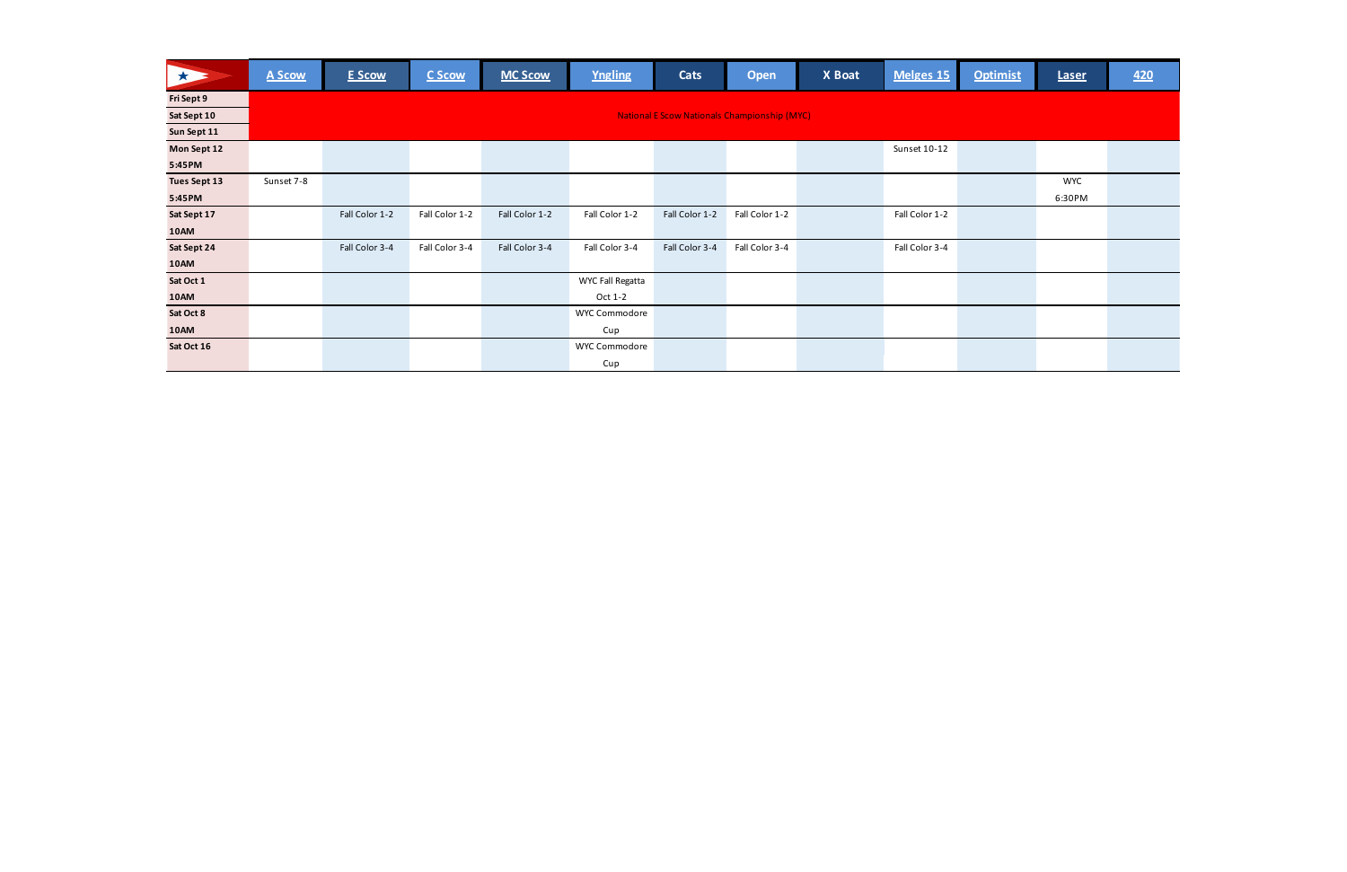| | A Scow | E Scow | C Scow | MC Scow | Yngling | Cats | Open | X Boat | Melges 15 | Optimist | Laser | 420 |
|---|---|---|---|---|---|---|---|---|---|---|---|---|
| Fri Sept 9 | National E Scow Nationals Championship (MYC) | | | | | | | | | | | |
| Sat Sept 10 | | | | | | | | | | | | |
| Sun Sept 11 | | | | | | | | | | | | |
| Mon Sept 12 5:45PM | | | | | | | | | Sunset 10-12 | | | |
| Tues Sept 13 5:45PM | Sunset 7-8 | | | | | | | | | | WYC 6:30PM | |
| Sat Sept 17 10AM | | Fall Color 1-2 | Fall Color 1-2 | Fall Color 1-2 | Fall Color 1-2 | Fall Color 1-2 | Fall Color 1-2 | | Fall Color 1-2 | | | |
| Sat Sept 24 10AM | | Fall Color 3-4 | Fall Color 3-4 | Fall Color 3-4 | Fall Color 3-4 | Fall Color 3-4 | Fall Color 3-4 | | Fall Color 3-4 | | | |
| Sat Oct 1 10AM | | | | | WYC Fall Regatta Oct 1-2 | | | | | | | |
| Sat Oct 8 10AM | | | | | WYC Commodore Cup | | | | | | | |
| Sat Oct 16 | | | | | WYC Commodore Cup | | | | | | | |